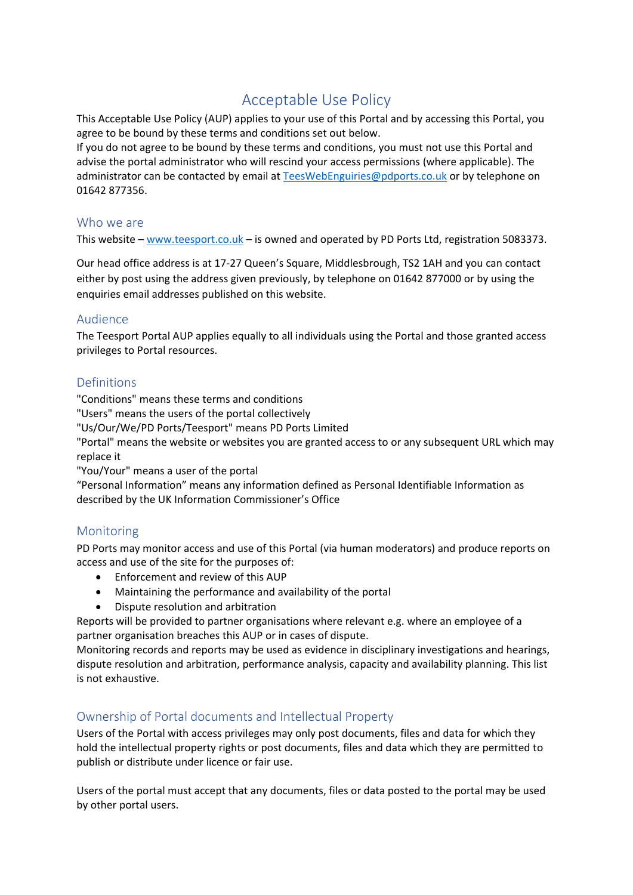# Acceptable Use Policy

This Acceptable Use Policy (AUP) applies to your use of this Portal and by accessing this Portal, you agree to be bound by these terms and conditions set out below.
If you do not agree to be bound by these terms and conditions, you must not use this Portal and advise the portal administrator who will rescind your access permissions (where applicable). The administrator can be contacted by email at TeesWebEnguiries@pdports.co.uk or by telephone on 01642 877356.

## Who we are

This website – www.teesport.co.uk – is owned and operated by PD Ports Ltd, registration 5083373.

Our head office address is at 17-27 Queen's Square, Middlesbrough, TS2 1AH and you can contact either by post using the address given previously, by telephone on 01642 877000 or by using the enquiries email addresses published on this website.

## Audience

The Teesport Portal AUP applies equally to all individuals using the Portal and those granted access privileges to Portal resources.

## Definitions

"Conditions" means these terms and conditions
"Users" means the users of the portal collectively
"Us/Our/We/PD Ports/Teesport" means PD Ports Limited
"Portal" means the website or websites you are granted access to or any subsequent URL which may replace it
"You/Your" means a user of the portal
"Personal Information" means any information defined as Personal Identifiable Information as described by the UK Information Commissioner's Office

## Monitoring

PD Ports may monitor access and use of this Portal (via human moderators) and produce reports on access and use of the site for the purposes of:

- Enforcement and review of this AUP
- Maintaining the performance and availability of the portal
- Dispute resolution and arbitration

Reports will be provided to partner organisations where relevant e.g. where an employee of a partner organisation breaches this AUP or in cases of dispute.
Monitoring records and reports may be used as evidence in disciplinary investigations and hearings, dispute resolution and arbitration, performance analysis, capacity and availability planning. This list is not exhaustive.

## Ownership of Portal documents and Intellectual Property

Users of the Portal with access privileges may only post documents, files and data for which they hold the intellectual property rights or post documents, files and data which they are permitted to publish or distribute under licence or fair use.

Users of the portal must accept that any documents, files or data posted to the portal may be used by other portal users.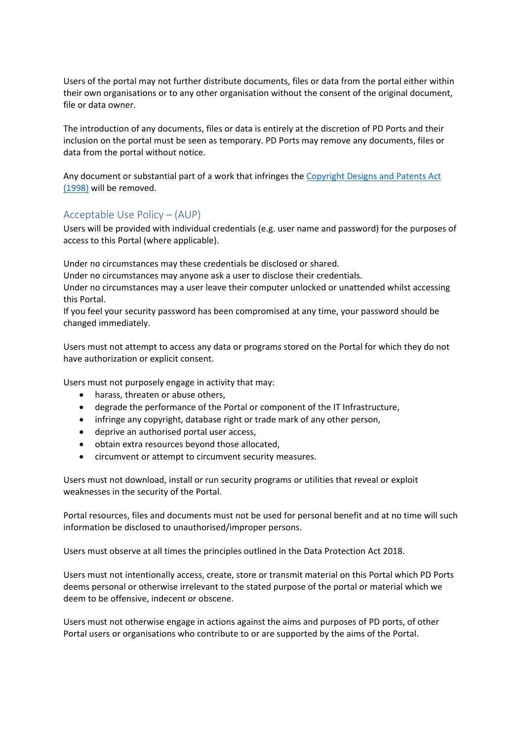Users of the portal may not further distribute documents, files or data from the portal either within their own organisations or to any other organisation without the consent of the original document, file or data owner.

The introduction of any documents, files or data is entirely at the discretion of PD Ports and their inclusion on the portal must be seen as temporary. PD Ports may remove any documents, files or data from the portal without notice.

Any document or substantial part of a work that infringes the [Copyright Designs and Patents Act (1998)] will be removed.

## Acceptable Use Policy – (AUP)

Users will be provided with individual credentials (e.g. user name and password) for the purposes of access to this Portal (where applicable).

Under no circumstances may these credentials be disclosed or shared.
Under no circumstances may anyone ask a user to disclose their credentials.
Under no circumstances may a user leave their computer unlocked or unattended whilst accessing this Portal.
If you feel your security password has been compromised at any time, your password should be changed immediately.

Users must not attempt to access any data or programs stored on the Portal for which they do not have authorization or explicit consent.

Users must not purposely engage in activity that may:

- harass, threaten or abuse others,
- degrade the performance of the Portal or component of the IT Infrastructure,
- infringe any copyright, database right or trade mark of any other person,
- deprive an authorised portal user access,
- obtain extra resources beyond those allocated,
- circumvent or attempt to circumvent security measures.

Users must not download, install or run security programs or utilities that reveal or exploit weaknesses in the security of the Portal.

Portal resources, files and documents must not be used for personal benefit and at no time will such information be disclosed to unauthorised/improper persons.

Users must observe at all times the principles outlined in the Data Protection Act 2018.

Users must not intentionally access, create, store or transmit material on this Portal which PD Ports deems personal or otherwise irrelevant to the stated purpose of the portal or material which we deem to be offensive, indecent or obscene.

Users must not otherwise engage in actions against the aims and purposes of PD ports, of other Portal users or organisations who contribute to or are supported by the aims of the Portal.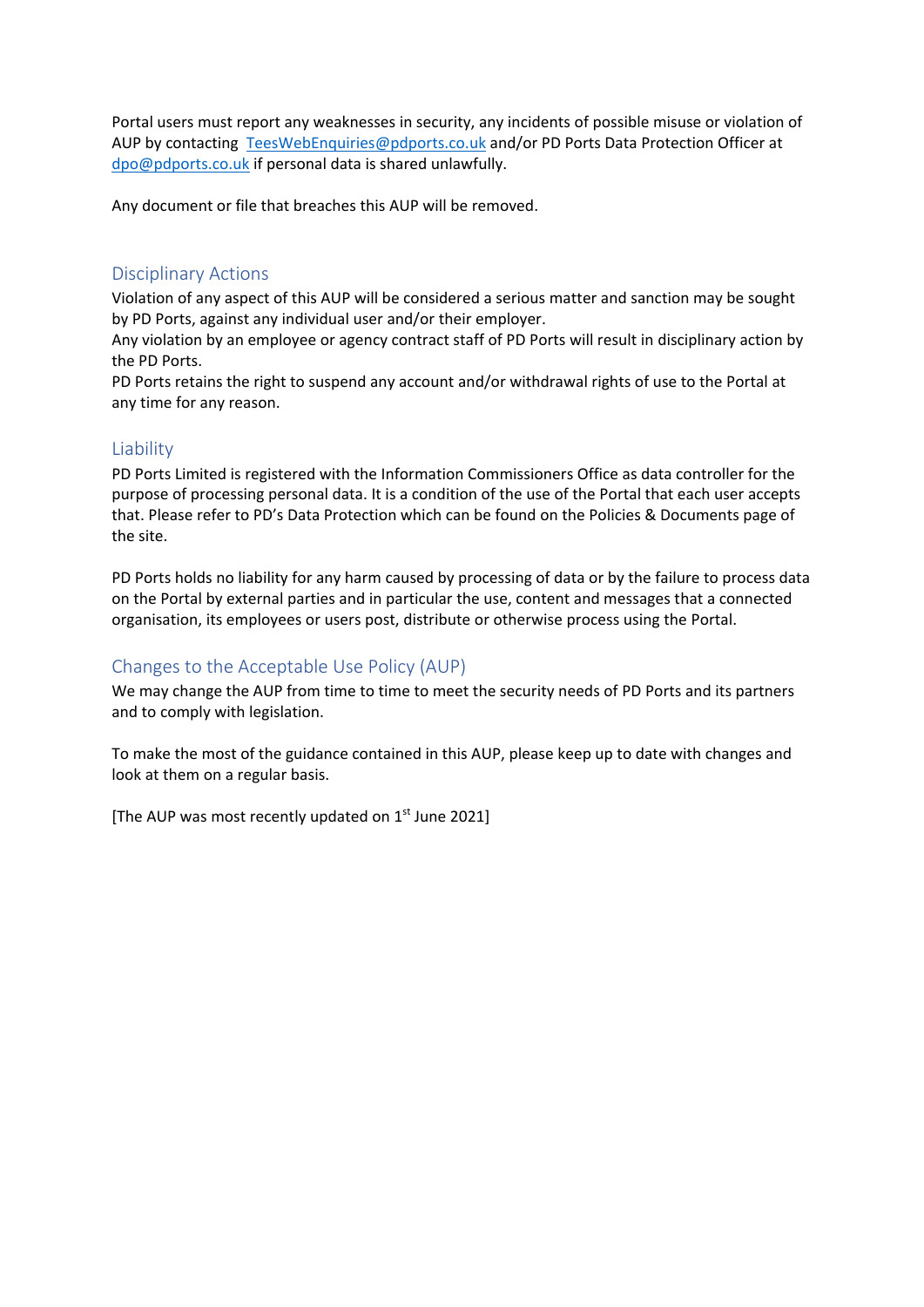Portal users must report any weaknesses in security, any incidents of possible misuse or violation of AUP by contacting TeesWebEnquiries@pdports.co.uk and/or PD Ports Data Protection Officer at dpo@pdports.co.uk if personal data is shared unlawfully.

Any document or file that breaches this AUP will be removed.

## Disciplinary Actions

Violation of any aspect of this AUP will be considered a serious matter and sanction may be sought by PD Ports, against any individual user and/or their employer.
Any violation by an employee or agency contract staff of PD Ports will result in disciplinary action by the PD Ports.
PD Ports retains the right to suspend any account and/or withdrawal rights of use to the Portal at any time for any reason.

## Liability

PD Ports Limited is registered with the Information Commissioners Office as data controller for the purpose of processing personal data. It is a condition of the use of the Portal that each user accepts that. Please refer to PD's Data Protection which can be found on the Policies & Documents page of the site.

PD Ports holds no liability for any harm caused by processing of data or by the failure to process data on the Portal by external parties and in particular the use, content and messages that a connected organisation, its employees or users post, distribute or otherwise process using the Portal.

## Changes to the Acceptable Use Policy (AUP)

We may change the AUP from time to time to meet the security needs of PD Ports and its partners and to comply with legislation.

To make the most of the guidance contained in this AUP, please keep up to date with changes and look at them on a regular basis.

[The AUP was most recently updated on 1st June 2021]